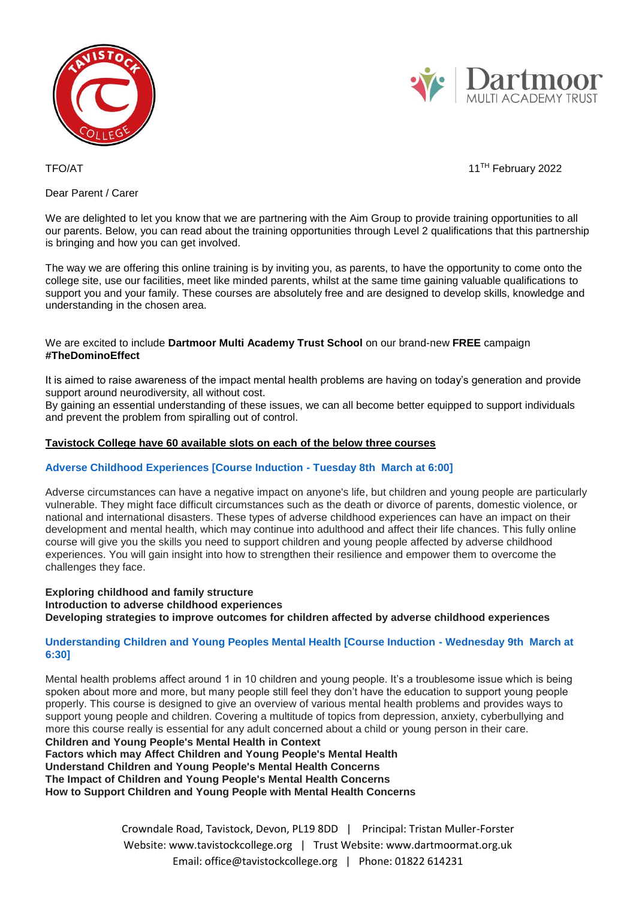TFO/AT

11TH February 2022

Dear Parent / Carer

We are delighted to let you know that we are partnering with the Aim Group to provide training opportunities to all our parents. Below, you can read about the training opportunities through Level 2 qualifications that this partnership is bringing and how you can get involved.

The way we are offering this online training is by inviting you, as parents, to have the opportunity to come onto the college site, use our facilities, meet like minded parents, whilst at the same time gaining valuable qualifications to support you and your family. These courses are absolutely free and are designed to develop skills, knowledge and understanding in the chosen area.

We are excited to include **Dartmoor Multi Academy Trust School** on our brand-new **FREE** campaign **#TheDominoEffect**

It is aimed to raise awareness of the impact mental health problems are having on today's generation and provide support around neurodiversity, all without cost.
By gaining an essential understanding of these issues, we can all become better equipped to support individuals and prevent the problem from spiralling out of control.

**Tavistock College have 60 available slots on each of the below three courses**

### Adverse Childhood Experiences [Course Induction - Tuesday 8th March at 6:00]

Adverse circumstances can have a negative impact on anyone's life, but children and young people are particularly vulnerable. They might face difficult circumstances such as the death or divorce of parents, domestic violence, or national and international disasters. These types of adverse childhood experiences can have an impact on their development and mental health, which may continue into adulthood and affect their life chances. This fully online course will give you the skills you need to support children and young people affected by adverse childhood experiences. You will gain insight into how to strengthen their resilience and empower them to overcome the challenges they face.

**Exploring childhood and family structure**
**Introduction to adverse childhood experiences**
**Developing strategies to improve outcomes for children affected by adverse childhood experiences**

### Understanding Children and Young Peoples Mental Health [Course Induction - Wednesday 9th March at 6:30]

Mental health problems affect around 1 in 10 children and young people. It's a troublesome issue which is being spoken about more and more, but many people still feel they don't have the education to support young people properly. This course is designed to give an overview of various mental health problems and provides ways to support young people and children. Covering a multitude of topics from depression, anxiety, cyberbullying and more this course really is essential for any adult concerned about a child or young person in their care.
**Children and Young People's Mental Health in Context**
**Factors which may Affect Children and Young People's Mental Health**
**Understand Children and Young People's Mental Health Concerns**
**The Impact of Children and Young People's Mental Health Concerns**
**How to Support Children and Young People with Mental Health Concerns**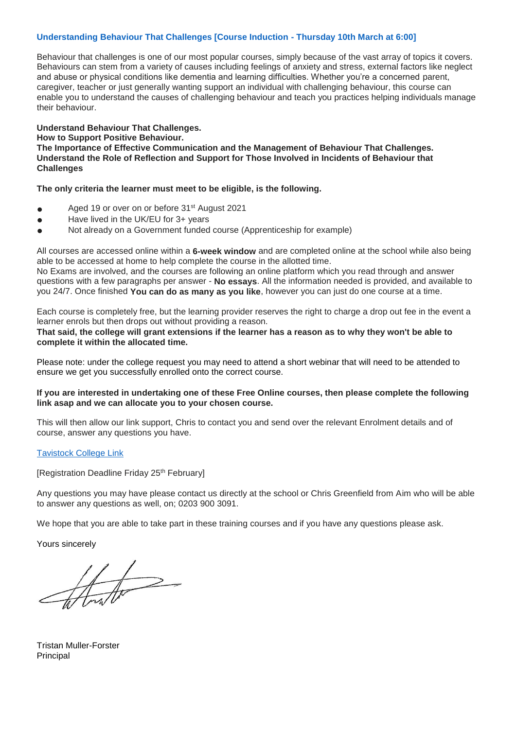## Understanding Behaviour That Challenges [Course Induction - Thursday 10th March at 6:00]

Behaviour that challenges is one of our most popular courses, simply because of the vast array of topics it covers. Behaviours can stem from a variety of causes including feelings of anxiety and stress, external factors like neglect and abuse or physical conditions like dementia and learning difficulties. Whether you're a concerned parent, caregiver, teacher or just generally wanting support an individual with challenging behaviour, this course can enable you to understand the causes of challenging behaviour and teach you practices helping individuals manage their behaviour.

**Understand Behaviour That Challenges.**
**How to Support Positive Behaviour.**
**The Importance of Effective Communication and the Management of Behaviour That Challenges.**
**Understand the Role of Reflection and Support for Those Involved in Incidents of Behaviour that Challenges**

**The only criteria the learner must meet to be eligible, is the following.**

- Aged 19 or over on or before 31st August 2021
- Have lived in the UK/EU for 3+ years
- Not already on a Government funded course (Apprenticeship for example)

All courses are accessed online within a **6-week window** and are completed online at the school while also being able to be accessed at home to help complete the course in the allotted time.
No Exams are involved, and the courses are following an online platform which you read through and answer questions with a few paragraphs per answer - **No essays**. All the information needed is provided, and available to you 24/7. Once finished **You can do as many as you like**, however you can just do one course at a time.

Each course is completely free, but the learning provider reserves the right to charge a drop out fee in the event a learner enrols but then drops out without providing a reason.
**That said, the college will grant extensions if the learner has a reason as to why they won't be able to complete it within the allocated time.**

Please note: under the college request you may need to attend a short webinar that will need to be attended to ensure we get you successfully enrolled onto the correct course.

**If you are interested in undertaking one of these Free Online courses, then please complete the following link asap and we can allocate you to your chosen course.**

This will then allow our link support, Chris to contact you and send over the relevant Enrolment details and of course, answer any questions you have.

[Tavistock College Link]

[Registration Deadline Friday 25th February]

Any questions you may have please contact us directly at the school or Chris Greenfield from Aim who will be able to answer any questions as well, on; 0203 900 3091.

We hope that you are able to take part in these training courses and if you have any questions please ask.

Yours sincerely

Tristan Muller-Forster
Principal